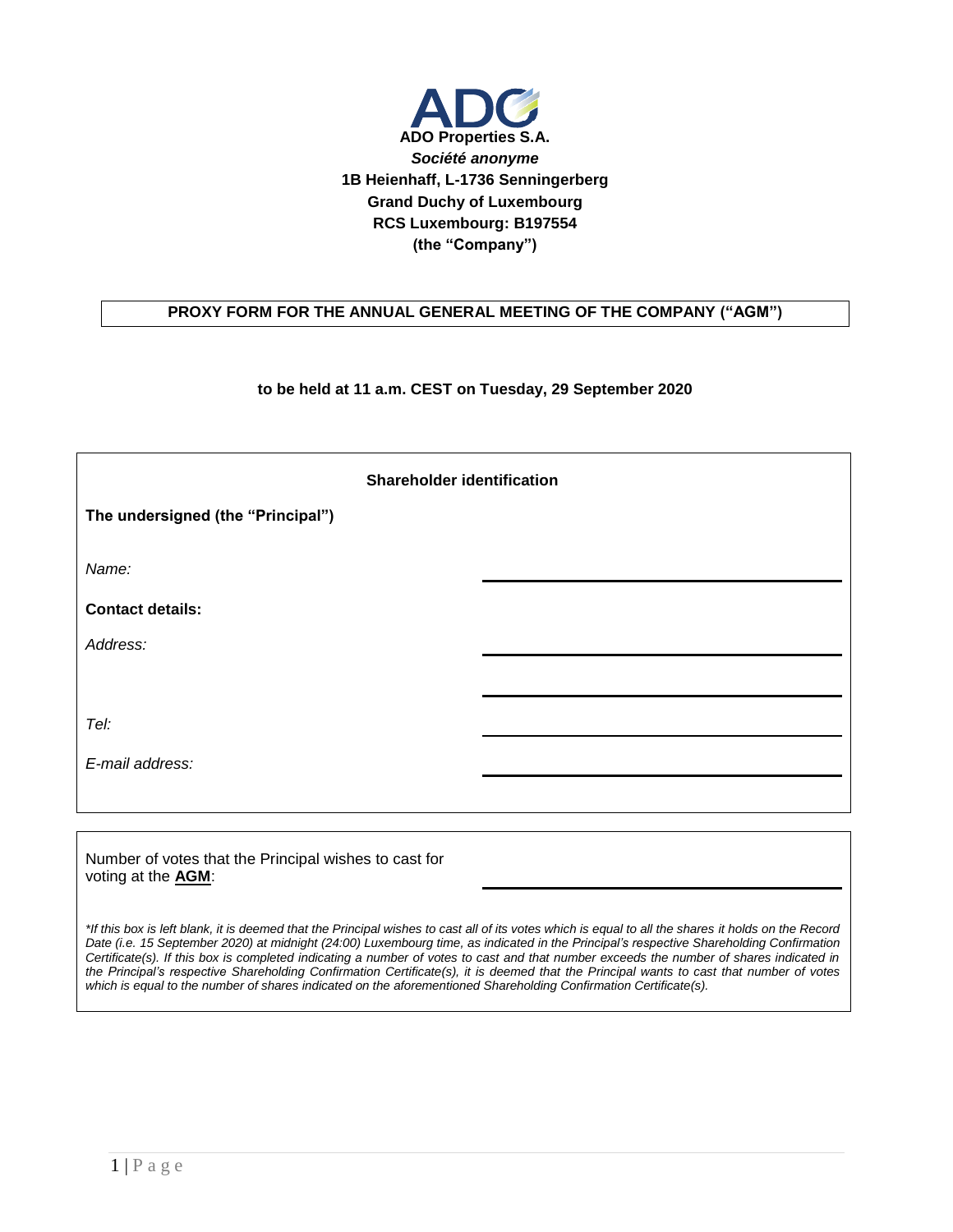**ADO Properties S.A.**

***Société anonyme***

**1B Heienhaff, L-1736 Senningerberg**

**Grand Duchy of Luxembourg**

**RCS Luxembourg: B197554**

**(the "Company")**

## PROXY FORM FOR THE ANNUAL GENERAL MEETING OF THE COMPANY ("AGM")

**to be held at 11 a.m. CEST on Tuesday, 29 September 2020**

**Shareholder identification**

**The undersigned (the "Principal")**

*Name:* \_\_\_\_\_\_\_\_\_\_\_\_\_\_\_\_\_\_\_\_\_\_\_\_\_\_\_\_\_\_

**Contact details:**

*Address:* \_\_\_\_\_\_\_\_\_\_\_\_\_\_\_\_\_\_\_\_\_\_\_\_\_\_\_\_\_\_

\_\_\_\_\_\_\_\_\_\_\_\_\_\_\_\_\_\_\_\_\_\_\_\_\_\_\_\_\_\_

*Tel:* \_\_\_\_\_\_\_\_\_\_\_\_\_\_\_\_\_\_\_\_\_\_\_\_\_\_\_\_\_\_

*E-mail address:* \_\_\_\_\_\_\_\_\_\_\_\_\_\_\_\_\_\_\_\_\_\_\_\_\_\_\_\_\_\_

Number of votes that the Principal wishes to cast for voting at the **AGM**: \_\_\_\_\_\_\_\_\_\_\_\_\_\_\_\_\_\_\_\_\_\_\_\_\_\_\_\_\_\_

*\*If this box is left blank, it is deemed that the Principal wishes to cast all of its votes which is equal to all the shares it holds on the Record Date (i.e. 15 September 2020) at midnight (24:00) Luxembourg time, as indicated in the Principal's respective Shareholding Confirmation Certificate(s). If this box is completed indicating a number of votes to cast and that number exceeds the number of shares indicated in the Principal's respective Shareholding Confirmation Certificate(s), it is deemed that the Principal wants to cast that number of votes which is equal to the number of shares indicated on the aforementioned Shareholding Confirmation Certificate(s).*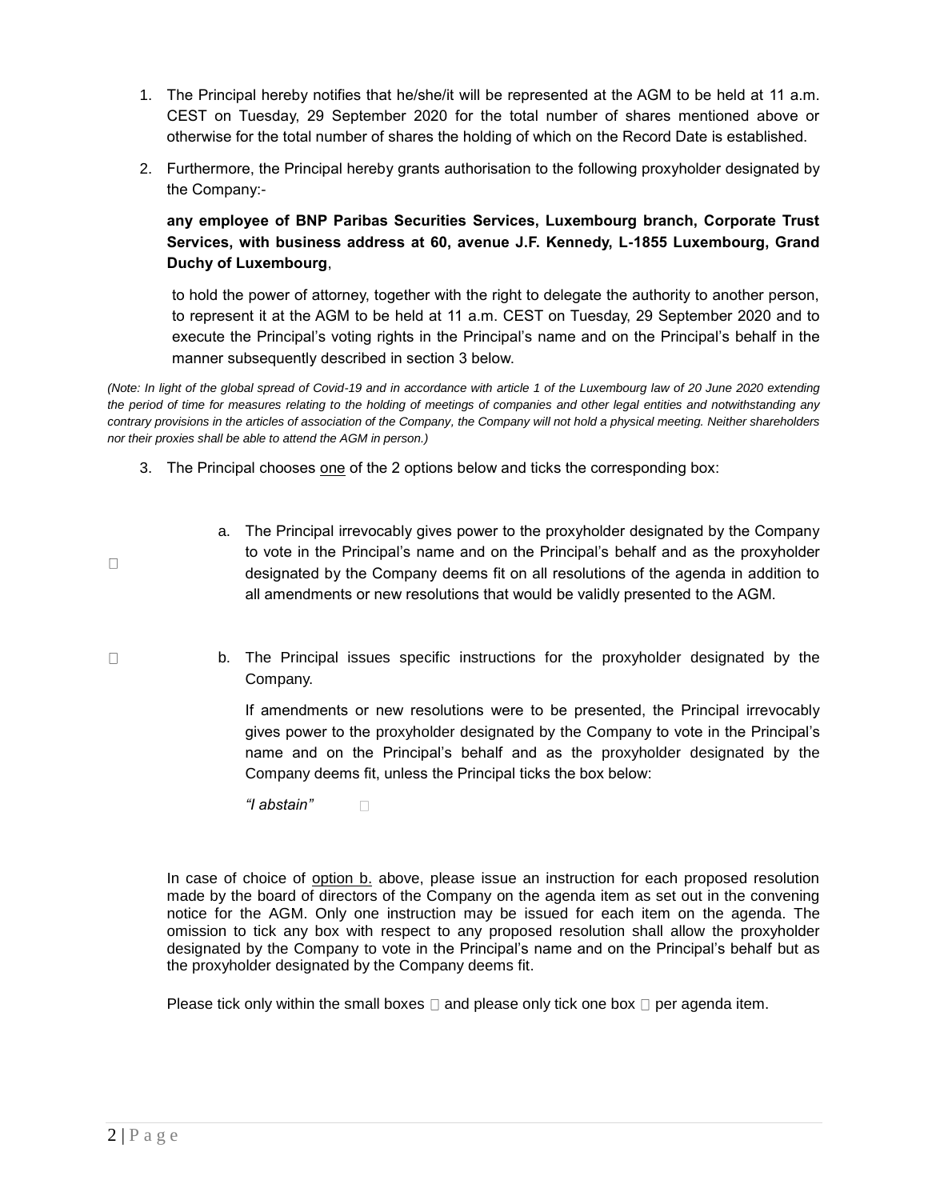1. The Principal hereby notifies that he/she/it will be represented at the AGM to be held at 11 a.m. CEST on Tuesday, 29 September 2020 for the total number of shares mentioned above or otherwise for the total number of shares the holding of which on the Record Date is established.

2. Furthermore, the Principal hereby grants authorisation to the following proxyholder designated by the Company:-

   **any employee of BNP Paribas Securities Services, Luxembourg branch, Corporate Trust Services, with business address at 60, avenue J.F. Kennedy, L-1855 Luxembourg, Grand Duchy of Luxembourg**,

   to hold the power of attorney, together with the right to delegate the authority to another person, to represent it at the AGM to be held at 11 a.m. CEST on Tuesday, 29 September 2020 and to execute the Principal's voting rights in the Principal's name and on the Principal's behalf in the manner subsequently described in section 3 below.

*(Note: In light of the global spread of Covid-19 and in accordance with article 1 of the Luxembourg law of 20 June 2020 extending the period of time for measures relating to the holding of meetings of companies and other legal entities and notwithstanding any contrary provisions in the articles of association of the Company, the Company will not hold a physical meeting. Neither shareholders nor their proxies shall be able to attend the AGM in person.)*

3. The Principal chooses one of the 2 options below and ticks the corresponding box:

☐ a. The Principal irrevocably gives power to the proxyholder designated by the Company to vote in the Principal's name and on the Principal's behalf and as the proxyholder designated by the Company deems fit on all resolutions of the agenda in addition to all amendments or new resolutions that would be validly presented to the AGM.

☐ b. The Principal issues specific instructions for the proxyholder designated by the Company.

   If amendments or new resolutions were to be presented, the Principal irrevocably gives power to the proxyholder designated by the Company to vote in the Principal's name and on the Principal's behalf and as the proxyholder designated by the Company deems fit, unless the Principal ticks the box below:

   *"I abstain"* ☐

In case of choice of option b. above, please issue an instruction for each proposed resolution made by the board of directors of the Company on the agenda item as set out in the convening notice for the AGM. Only one instruction may be issued for each item on the agenda. The omission to tick any box with respect to any proposed resolution shall allow the proxyholder designated by the Company to vote in the Principal's name and on the Principal's behalf but as the proxyholder designated by the Company deems fit.

Please tick only within the small boxes ☐ and please only tick one box ☐ per agenda item.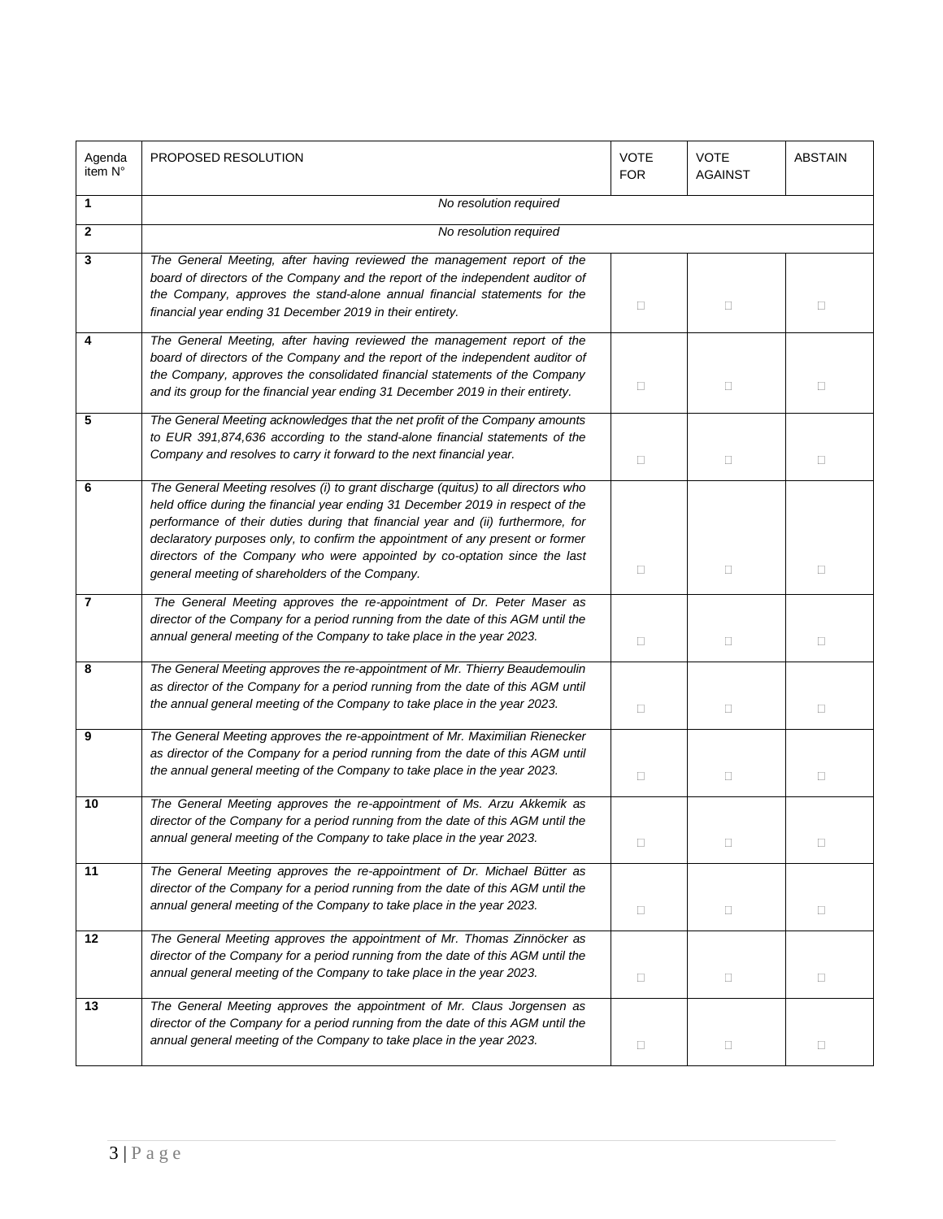| Agenda item N° | PROPOSED RESOLUTION | VOTE FOR | VOTE AGAINST | ABSTAIN |
|---|---|---|---|---|
| **1** | *No resolution required* | | | |
| **2** | *No resolution required* | | | |
| **3** | *The General Meeting, after having reviewed the management report of the board of directors of the Company and the report of the independent auditor of the Company, approves the stand-alone annual financial statements for the financial year ending 31 December 2019 in their entirety.* | □ | □ | □ |
| **4** | *The General Meeting, after having reviewed the management report of the board of directors of the Company and the report of the independent auditor of the Company, approves the consolidated financial statements of the Company and its group for the financial year ending 31 December 2019 in their entirety.* | □ | □ | □ |
| **5** | *The General Meeting acknowledges that the net profit of the Company amounts to EUR 391,874,636 according to the stand-alone financial statements of the Company and resolves to carry it forward to the next financial year.* | □ | □ | □ |
| **6** | *The General Meeting resolves (i) to grant discharge (quitus) to all directors who held office during the financial year ending 31 December 2019 in respect of the performance of their duties during that financial year and (ii) furthermore, for declaratory purposes only, to confirm the appointment of any present or former directors of the Company who were appointed by co-optation since the last general meeting of shareholders of the Company.* | □ | □ | □ |
| **7** | *The General Meeting approves the re-appointment of Dr. Peter Maser as director of the Company for a period running from the date of this AGM until the annual general meeting of the Company to take place in the year 2023.* | □ | □ | □ |
| **8** | *The General Meeting approves the re-appointment of Mr. Thierry Beaudemoulin as director of the Company for a period running from the date of this AGM until the annual general meeting of the Company to take place in the year 2023.* | □ | □ | □ |
| **9** | *The General Meeting approves the re-appointment of Mr. Maximilian Rienecker as director of the Company for a period running from the date of this AGM until the annual general meeting of the Company to take place in the year 2023.* | □ | □ | □ |
| **10** | *The General Meeting approves the re-appointment of Ms. Arzu Akkemik as director of the Company for a period running from the date of this AGM until the annual general meeting of the Company to take place in the year 2023.* | □ | □ | □ |
| **11** | *The General Meeting approves the re-appointment of Dr. Michael Bütter as director of the Company for a period running from the date of this AGM until the annual general meeting of the Company to take place in the year 2023.* | □ | □ | □ |
| **12** | *The General Meeting approves the appointment of Mr. Thomas Zinnöcker as director of the Company for a period running from the date of this AGM until the annual general meeting of the Company to take place in the year 2023.* | □ | □ | □ |
| **13** | *The General Meeting approves the appointment of Mr. Claus Jorgensen as director of the Company for a period running from the date of this AGM until the annual general meeting of the Company to take place in the year 2023.* | □ | □ | □ |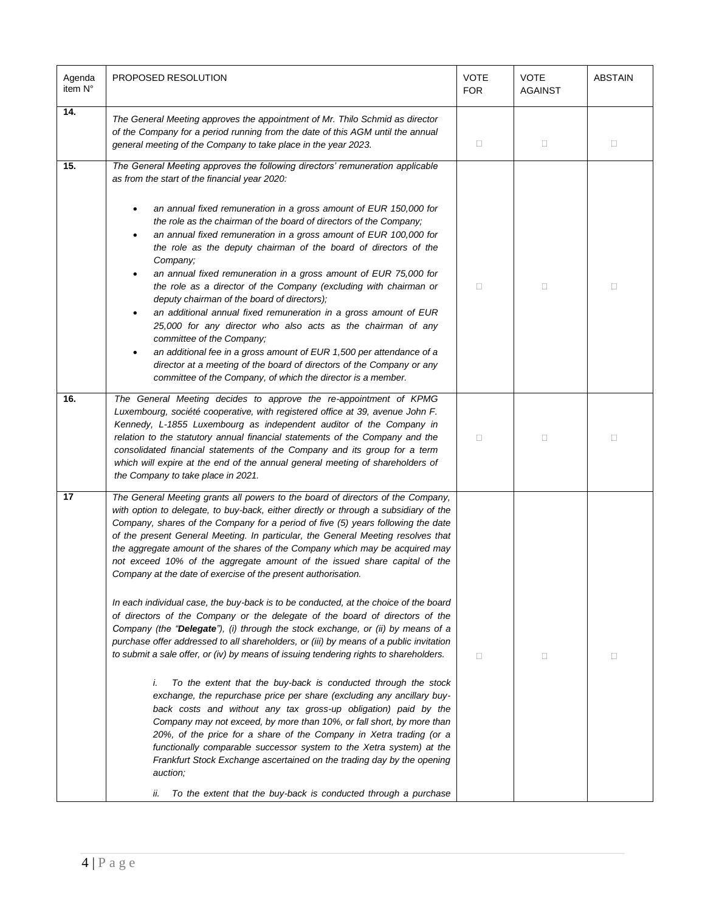| Agenda item N° | PROPOSED RESOLUTION | VOTE FOR | VOTE AGAINST | ABSTAIN |
|---|---|---|---|---|
| **14.** | *The General Meeting approves the appointment of Mr. Thilo Schmid as director of the Company for a period running from the date of this AGM until the annual general meeting of the Company to take place in the year 2023.* | □ | □ | □ |
| **15.** | *The General Meeting approves the following directors' remuneration applicable as from the start of the financial year 2020:*<br><br>• *an annual fixed remuneration in a gross amount of EUR 150,000 for the role as the chairman of the board of directors of the Company;*<br>• *an annual fixed remuneration in a gross amount of EUR 100,000 for the role as the deputy chairman of the board of directors of the Company;*<br>• *an annual fixed remuneration in a gross amount of EUR 75,000 for the role as a director of the Company (excluding with chairman or deputy chairman of the board of directors);*<br>• *an additional annual fixed remuneration in a gross amount of EUR 25,000 for any director who also acts as the chairman of any committee of the Company;*<br>• *an additional fee in a gross amount of EUR 1,500 per attendance of a director at a meeting of the board of directors of the Company or any committee of the Company, of which the director is a member.* | □ | □ | □ |
| **16.** | *The General Meeting decides to approve the re-appointment of KPMG Luxembourg, société cooperative, with registered office at 39, avenue John F. Kennedy, L-1855 Luxembourg as independent auditor of the Company in relation to the statutory annual financial statements of the Company and the consolidated financial statements of the Company and its group for a term which will expire at the end of the annual general meeting of shareholders of the Company to take place in 2021.* | □ | □ | □ |
| **17** | *The General Meeting grants all powers to the board of directors of the Company, with option to delegate, to buy-back, either directly or through a subsidiary of the Company, shares of the Company for a period of five (5) years following the date of the present General Meeting. In particular, the General Meeting resolves that the aggregate amount of the shares of the Company which may be acquired may not exceed 10% of the aggregate amount of the issued share capital of the Company at the date of exercise of the present authorisation.*<br><br>*In each individual case, the buy-back is to be conducted, at the choice of the board of directors of the Company or the delegate of the board of directors of the Company (the "**Delegate**"), (i) through the stock exchange, or (ii) by means of a purchase offer addressed to all shareholders, or (iii) by means of a public invitation to submit a sale offer, or (iv) by means of issuing tendering rights to shareholders.*<br><br>*i. To the extent that the buy-back is conducted through the stock exchange, the repurchase price per share (excluding any ancillary buy-back costs and without any tax gross-up obligation) paid by the Company may not exceed, by more than 10%, or fall short, by more than 20%, of the price for a share of the Company in Xetra trading (or a functionally comparable successor system to the Xetra system) at the Frankfurt Stock Exchange ascertained on the trading day by the opening auction;*<br><br>*ii. To the extent that the buy-back is conducted through a purchase* | □ | □ | □ |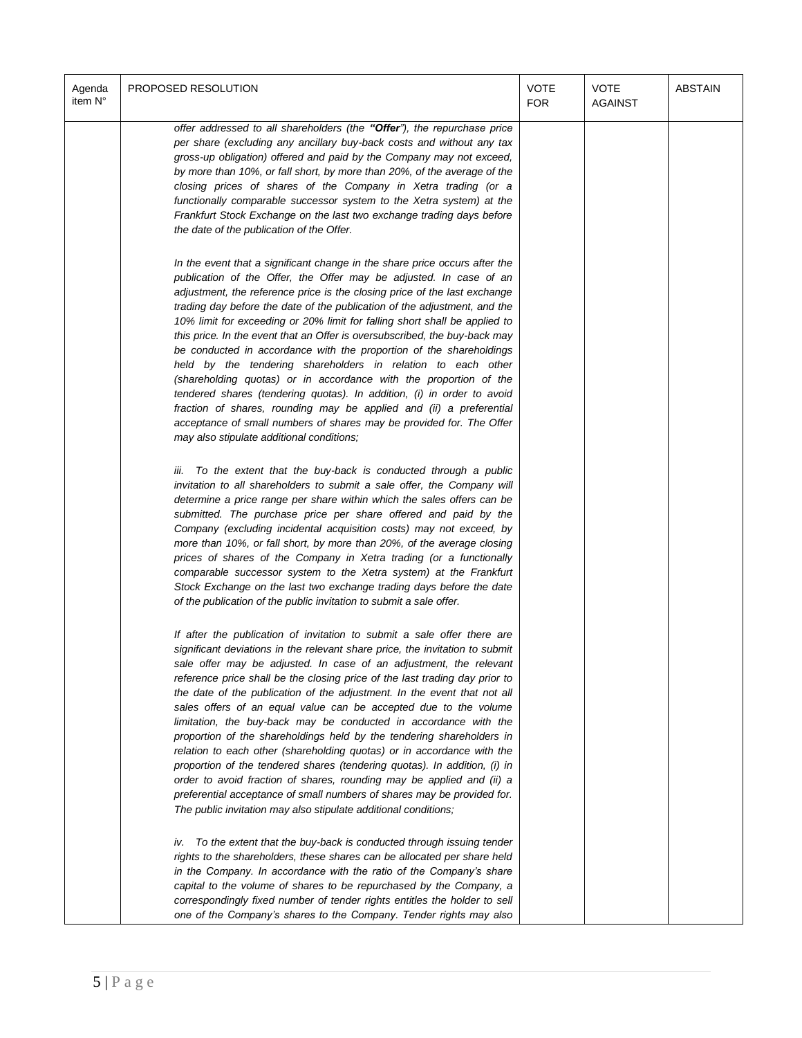| Agenda item N° | PROPOSED RESOLUTION | VOTE FOR | VOTE AGAINST | ABSTAIN |
|---|---|---|---|---|
| | *offer addressed to all shareholders (the **"Offer"**), the repurchase price per share (excluding any ancillary buy-back costs and without any tax gross-up obligation) offered and paid by the Company may not exceed, by more than 10%, or fall short, by more than 20%, of the average of the closing prices of shares of the Company in Xetra trading (or a functionally comparable successor system to the Xetra system) at the Frankfurt Stock Exchange on the last two exchange trading days before the date of the publication of the Offer.*<br><br>*In the event that a significant change in the share price occurs after the publication of the Offer, the Offer may be adjusted. In case of an adjustment, the reference price is the closing price of the last exchange trading day before the date of the publication of the adjustment, and the 10% limit for exceeding or 20% limit for falling short shall be applied to this price. In the event that an Offer is oversubscribed, the buy-back may be conducted in accordance with the proportion of the shareholdings held by the tendering shareholders in relation to each other (shareholding quotas) or in accordance with the proportion of the tendered shares (tendering quotas). In addition, (i) in order to avoid fraction of shares, rounding may be applied and (ii) a preferential acceptance of small numbers of shares may be provided for. The Offer may also stipulate additional conditions;*<br><br>*iii. To the extent that the buy-back is conducted through a public invitation to all shareholders to submit a sale offer, the Company will determine a price range per share within which the sales offers can be submitted. The purchase price per share offered and paid by the Company (excluding incidental acquisition costs) may not exceed, by more than 10%, or fall short, by more than 20%, of the average closing prices of shares of the Company in Xetra trading (or a functionally comparable successor system to the Xetra system) at the Frankfurt Stock Exchange on the last two exchange trading days before the date of the publication of the public invitation to submit a sale offer.*<br><br>*If after the publication of invitation to submit a sale offer there are significant deviations in the relevant share price, the invitation to submit sale offer may be adjusted. In case of an adjustment, the relevant reference price shall be the closing price of the last trading day prior to the date of the publication of the adjustment. In the event that not all sales offers of an equal value can be accepted due to the volume limitation, the buy-back may be conducted in accordance with the proportion of the shareholdings held by the tendering shareholders in relation to each other (shareholding quotas) or in accordance with the proportion of the tendered shares (tendering quotas). In addition, (i) in order to avoid fraction of shares, rounding may be applied and (ii) a preferential acceptance of small numbers of shares may be provided for. The public invitation may also stipulate additional conditions;*<br><br>*iv. To the extent that the buy-back is conducted through issuing tender rights to the shareholders, these shares can be allocated per share held in the Company. In accordance with the ratio of the Company's share capital to the volume of shares to be repurchased by the Company, a correspondingly fixed number of tender rights entitles the holder to sell one of the Company's shares to the Company. Tender rights may also* | | | |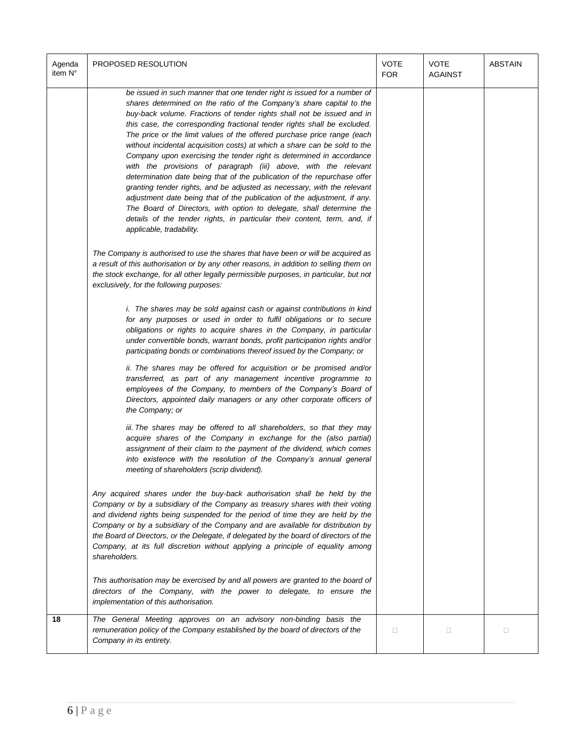| Agenda item N° | PROPOSED RESOLUTION | VOTE FOR | VOTE AGAINST | ABSTAIN |
|---|---|---|---|---|
| | *be issued in such manner that one tender right is issued for a number of shares determined on the ratio of the Company's share capital to the buy-back volume. Fractions of tender rights shall not be issued and in this case, the corresponding fractional tender rights shall be excluded. The price or the limit values of the offered purchase price range (each without incidental acquisition costs) at which a share can be sold to the Company upon exercising the tender right is determined in accordance with the provisions of paragraph (iii) above, with the relevant determination date being that of the publication of the repurchase offer granting tender rights, and be adjusted as necessary, with the relevant adjustment date being that of the publication of the adjustment, if any. The Board of Directors, with option to delegate, shall determine the details of the tender rights, in particular their content, term, and, if applicable, tradability.*<br><br>*The Company is authorised to use the shares that have been or will be acquired as a result of this authorisation or by any other reasons, in addition to selling them on the stock exchange, for all other legally permissible purposes, in particular, but not exclusively, for the following purposes:*<br><br>*i. The shares may be sold against cash or against contributions in kind for any purposes or used in order to fulfil obligations or to secure obligations or rights to acquire shares in the Company, in particular under convertible bonds, warrant bonds, profit participation rights and/or participating bonds or combinations thereof issued by the Company; or*<br><br>*ii. The shares may be offered for acquisition or be promised and/or transferred, as part of any management incentive programme to employees of the Company, to members of the Company's Board of Directors, appointed daily managers or any other corporate officers of the Company; or*<br><br>*iii. The shares may be offered to all shareholders, so that they may acquire shares of the Company in exchange for the (also partial) assignment of their claim to the payment of the dividend, which comes into existence with the resolution of the Company's annual general meeting of shareholders (scrip dividend).*<br><br>*Any acquired shares under the buy-back authorisation shall be held by the Company or by a subsidiary of the Company as treasury shares with their voting and dividend rights being suspended for the period of time they are held by the Company or by a subsidiary of the Company and are available for distribution by the Board of Directors, or the Delegate, if delegated by the board of directors of the Company, at its full discretion without applying a principle of equality among shareholders.*<br><br>*This authorisation may be exercised by and all powers are granted to the board of directors of the Company, with the power to delegate, to ensure the implementation of this authorisation.* | | | |
| **18** | *The General Meeting approves on an advisory non-binding basis the remuneration policy of the Company established by the board of directors of the Company in its entirety.* | ☐ | ☐ | ☐ |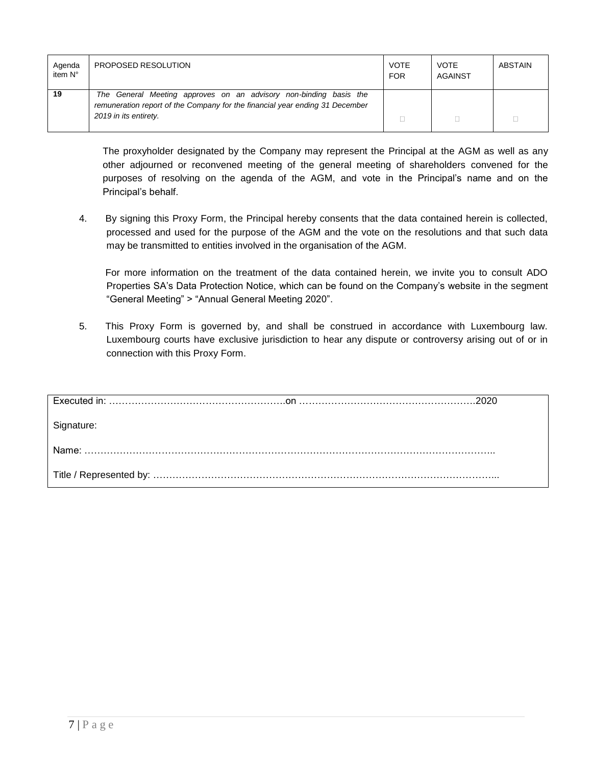| Agenda item N° | PROPOSED RESOLUTION | VOTE FOR | VOTE AGAINST | ABSTAIN |
|---|---|---|---|---|
| **19** | *The General Meeting approves on an advisory non-binding basis the remuneration report of the Company for the financial year ending 31 December 2019 in its entirety.* | ☐ | ☐ | ☐ |

The proxyholder designated by the Company may represent the Principal at the AGM as well as any other adjourned or reconvened meeting of the general meeting of shareholders convened for the purposes of resolving on the agenda of the AGM, and vote in the Principal's name and on the Principal's behalf.

4. By signing this Proxy Form, the Principal hereby consents that the data contained herein is collected, processed and used for the purpose of the AGM and the vote on the resolutions and that such data may be transmitted to entities involved in the organisation of the AGM.

   For more information on the treatment of the data contained herein, we invite you to consult ADO Properties SA's Data Protection Notice, which can be found on the Company's website in the segment "General Meeting" > "Annual General Meeting 2020".

5. This Proxy Form is governed by, and shall be construed in accordance with Luxembourg law. Luxembourg courts have exclusive jurisdiction to hear any dispute or controversy arising out of or in connection with this Proxy Form.

Executed in: ……………………………………………….on ……………………………………………….2020

Signature:

Name: …………………………………………………………………………………………………………..

Title / Represented by: ………………………………………………………………………………………...